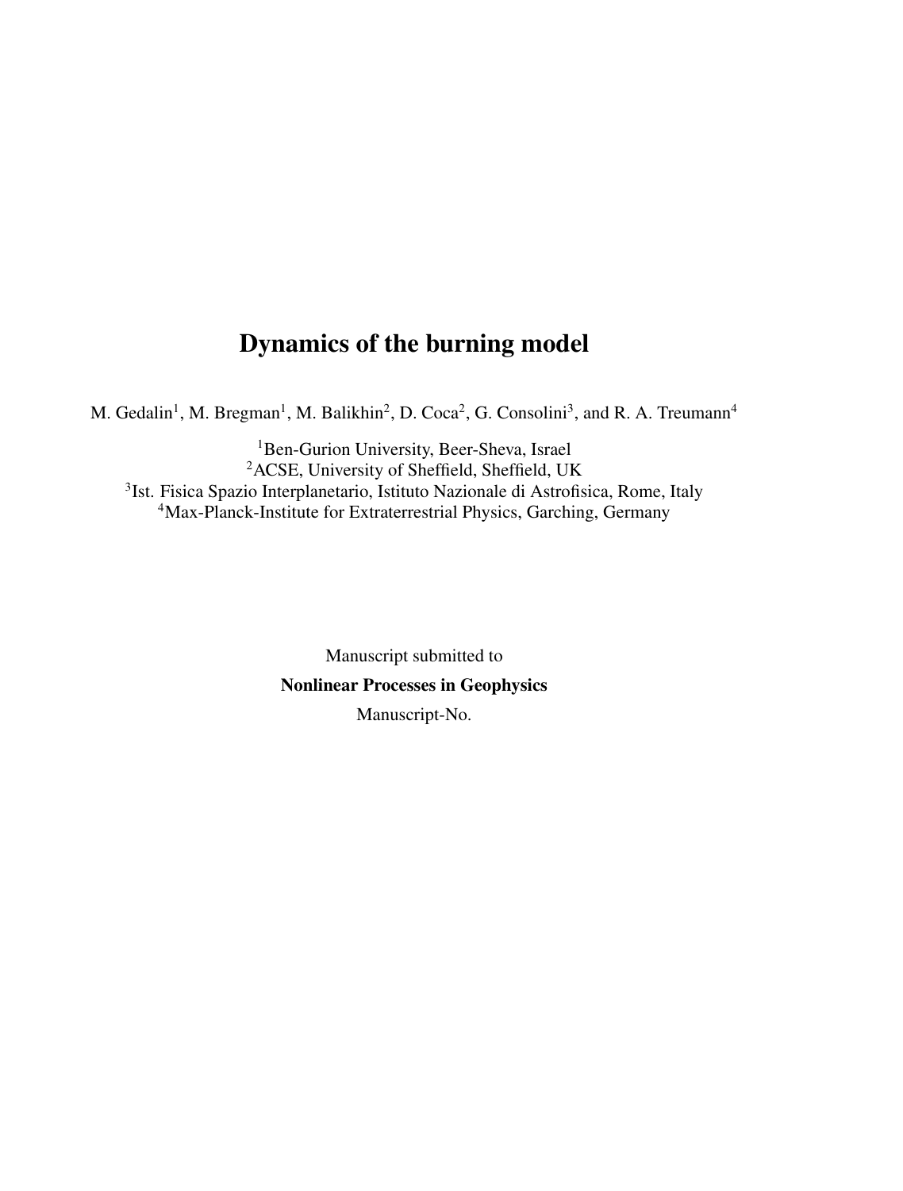# Dynamics of the burning model

M. Gedalin[1], M. Bregman[1], M. Balikhin[2], D. Coca[2], G. Consolini[3], and R. A. Treumann[4]

[1]Ben-Gurion University, Beer-Sheva, Israel
[2]ACSE, University of Sheffield, Sheffield, UK
[3]Ist. Fisica Spazio Interplanetario, Istituto Nazionale di Astrofisica, Rome, Italy
[4]Max-Planck-Institute for Extraterrestrial Physics, Garching, Germany

Manuscript submitted to

**Nonlinear Processes in Geophysics**

Manuscript-No.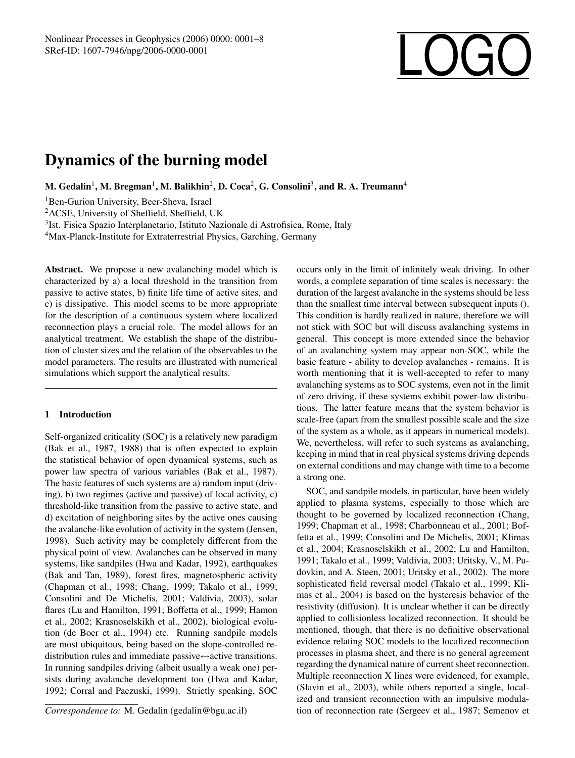# Dynamics of the burning model

**M. Gedalin[1], M. Bregman[1], M. Balikhin[2], D. Coca[2], G. Consolini[3], and R. A. Treumann[4]**

[1]Ben-Gurion University, Beer-Sheva, Israel

[2]ACSE, University of Sheffield, Sheffield, UK

[3]Ist. Fisica Spazio Interplanetario, Istituto Nazionale di Astrofisica, Rome, Italy

[4]Max-Planck-Institute for Extraterrestrial Physics, Garching, Germany

**Abstract.** We propose a new avalanching model which is characterized by a) a local threshold in the transition from passive to active states, b) finite life time of active sites, and c) is dissipative. This model seems to be more appropriate for the description of a continuous system where localized reconnection plays a crucial role. The model allows for an analytical treatment. We establish the shape of the distribution of cluster sizes and the relation of the observables to the model parameters. The results are illustrated with numerical simulations which support the analytical results.

## 1 Introduction

Self-organized criticality (SOC) is a relatively new paradigm (Bak et al., 1987, 1988) that is often expected to explain the statistical behavior of open dynamical systems, such as power law spectra of various variables (Bak et al., 1987). The basic features of such systems are a) random input (driving), b) two regimes (active and passive) of local activity, c) threshold-like transition from the passive to active state, and d) excitation of neighboring sites by the active ones causing the avalanche-like evolution of activity in the system (Jensen, 1998). Such activity may be completely different from the physical point of view. Avalanches can be observed in many systems, like sandpiles (Hwa and Kadar, 1992), earthquakes (Bak and Tan, 1989), forest fires, magnetospheric activity (Chapman et al., 1998; Chang, 1999; Takalo et al., 1999; Consolini and De Michelis, 2001; Valdivia, 2003), solar flares (Lu and Hamilton, 1991; Boffetta et al., 1999; Hamon et al., 2002; Krasnoselskikh et al., 2002), biological evolution (de Boer et al., 1994) etc. Running sandpile models are most ubiquitous, being based on the slope-controlled redistribution rules and immediate passive↔active transitions. In running sandpiles driving (albeit usually a weak one) persists during avalanche development too (Hwa and Kadar, 1992; Corral and Paczuski, 1999). Strictly speaking, SOC occurs only in the limit of infinitely weak driving. In other words, a complete separation of time scales is necessary: the duration of the largest avalanche in the systems should be less than the smallest time interval between subsequent inputs (). This condition is hardly realized in nature, therefore we will not stick with SOC but will discuss avalanching systems in general. This concept is more extended since the behavior of an avalanching system may appear non-SOC, while the basic feature - ability to develop avalanches - remains. It is worth mentioning that it is well-accepted to refer to many avalanching systems as to SOC systems, even not in the limit of zero driving, if these systems exhibit power-law distributions. The latter feature means that the system behavior is scale-free (apart from the smallest possible scale and the size of the system as a whole, as it appears in numerical models). We, nevertheless, will refer to such systems as avalanching, keeping in mind that in real physical systems driving depends on external conditions and may change with time to a become a strong one.

SOC, and sandpile models, in particular, have been widely applied to plasma systems, especially to those which are thought to be governed by localized reconnection (Chang, 1999; Chapman et al., 1998; Charbonneau et al., 2001; Boffetta et al., 1999; Consolini and De Michelis, 2001; Klimas et al., 2004; Krasnoselskikh et al., 2002; Lu and Hamilton, 1991; Takalo et al., 1999; Valdivia, 2003; Uritsky, V., M. Pudovkin, and A. Steen, 2001; Uritsky et al., 2002). The more sophisticated field reversal model (Takalo et al., 1999; Klimas et al., 2004) is based on the hysteresis behavior of the resistivity (diffusion). It is unclear whether it can be directly applied to collisionless localized reconnection. It should be mentioned, though, that there is no definitive observational evidence relating SOC models to the localized reconnection processes in plasma sheet, and there is no general agreement regarding the dynamical nature of current sheet reconnection. Multiple reconnection X lines were evidenced, for example, (Slavin et al., 2003), while others reported a single, localized and transient reconnection with an impulsive modulation of reconnection rate (Sergeev et al., 1987; Semenov et

*Correspondence to:* M. Gedalin (gedalin@bgu.ac.il)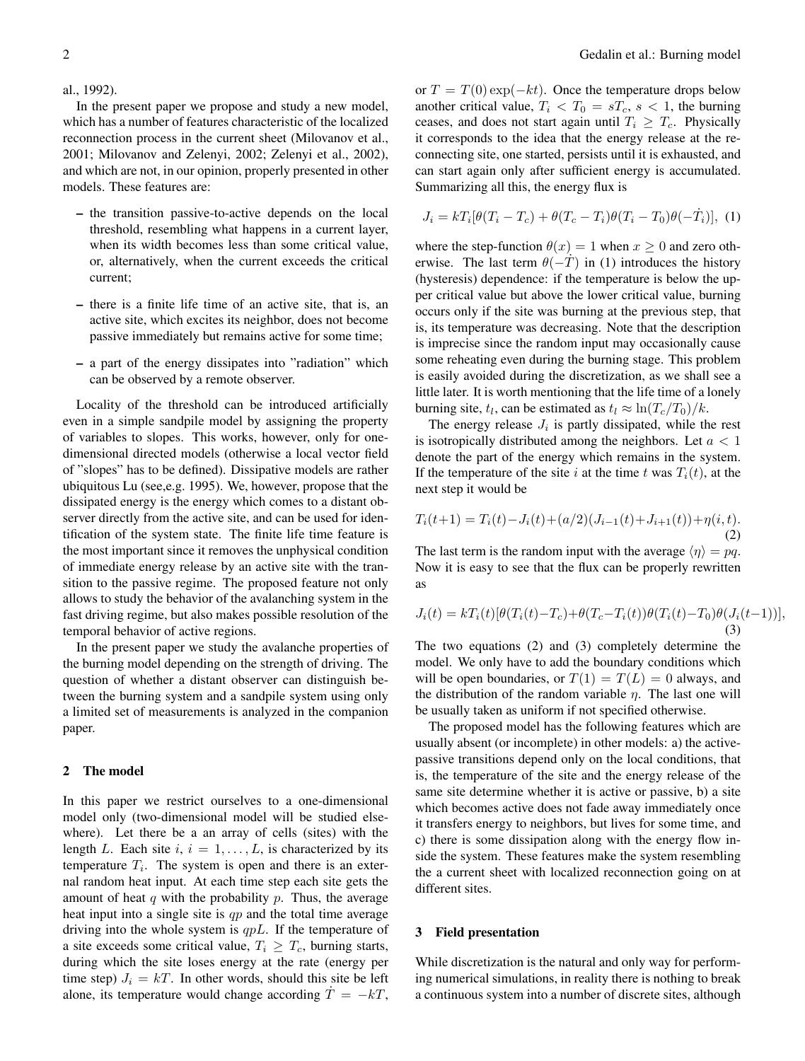al., 1992).

In the present paper we propose and study a new model, which has a number of features characteristic of the localized reconnection process in the current sheet (Milovanov et al., 2001; Milovanov and Zelenyi, 2002; Zelenyi et al., 2002), and which are not, in our opinion, properly presented in other models. These features are:

- the transition passive-to-active depends on the local threshold, resembling what happens in a current layer, when its width becomes less than some critical value, or, alternatively, when the current exceeds the critical current;
- there is a finite life time of an active site, that is, an active site, which excites its neighbor, does not become passive immediately but remains active for some time;
- a part of the energy dissipates into "radiation" which can be observed by a remote observer.

Locality of the threshold can be introduced artificially even in a simple sandpile model by assigning the property of variables to slopes. This works, however, only for one-dimensional directed models (otherwise a local vector field of "slopes" has to be defined). Dissipative models are rather ubiquitous Lu (see,e.g. 1995). We, however, propose that the dissipated energy is the energy which comes to a distant observer directly from the active site, and can be used for identification of the system state. The finite life time feature is the most important since it removes the unphysical condition of immediate energy release by an active site with the transition to the passive regime. The proposed feature not only allows to study the behavior of the avalanching system in the fast driving regime, but also makes possible resolution of the temporal behavior of active regions.

In the present paper we study the avalanche properties of the burning model depending on the strength of driving. The question of whether a distant observer can distinguish between the burning system and a sandpile system using only a limited set of measurements is analyzed in the companion paper.

## 2 The model

In this paper we restrict ourselves to a one-dimensional model only (two-dimensional model will be studied elsewhere). Let there be a an array of cells (sites) with the length $L$. Each site $i$, $i = 1, \ldots, L$, is characterized by its temperature $T_i$. The system is open and there is an external random heat input. At each time step each site gets the amount of heat $q$ with the probability $p$. Thus, the average heat input into a single site is $qp$ and the total time average driving into the whole system is $qpL$. If the temperature of a site exceeds some critical value, $T_i \geq T_c$, burning starts, during which the site loses energy at the rate (energy per time step) $J_i = kT$. In other words, should this site be left alone, its temperature would change according $\dot{T} = -kT$, or $T = T(0)\exp(-kt)$. Once the temperature drops below another critical value, $T_i < T_0 = sT_c$, $s < 1$, the burning ceases, and does not start again until $T_i \geq T_c$. Physically it corresponds to the idea that the energy release at the reconnecting site, one started, persists until it is exhausted, and can start again only after sufficient energy is accumulated. Summarizing all this, the energy flux is

$$J_i = kT_i[\theta(T_i - T_c) + \theta(T_c - T_i)\theta(T_i - T_0)\theta(-\dot{T}_i)], \quad (1)$$

where the step-function $\theta(x) = 1$ when $x \geq 0$ and zero otherwise. The last term $\theta(-\dot{T})$ in (1) introduces the history (hysteresis) dependence: if the temperature is below the upper critical value but above the lower critical value, burning occurs only if the site was burning at the previous step, that is, its temperature was decreasing. Note that the description is imprecise since the random input may occasionally cause some reheating even during the burning stage. This problem is easily avoided during the discretization, as we shall see a little later. It is worth mentioning that the life time of a lonely burning site, $t_l$, can be estimated as $t_l \approx \ln(T_c/T_0)/k$.

The energy release $J_i$ is partly dissipated, while the rest is isotropically distributed among the neighbors. Let $a < 1$ denote the part of the energy which remains in the system. If the temperature of the site $i$ at the time $t$ was $T_i(t)$, at the next step it would be

$$T_i(t+1) = T_i(t) - J_i(t) + (a/2)(J_{i-1}(t) + J_{i+1}(t)) + \eta(i,t). \quad (2)$$

The last term is the random input with the average $\langle\eta\rangle = pq$. Now it is easy to see that the flux can be properly rewritten as

$$J_i(t) = kT_i(t)[\theta(T_i(t) - T_c) + \theta(T_c - T_i(t))\theta(T_i(t) - T_0)\theta(J_i(t-1))], \quad (3)$$

The two equations (2) and (3) completely determine the model. We only have to add the boundary conditions which will be open boundaries, or $T(1) = T(L) = 0$ always, and the distribution of the random variable $\eta$. The last one will be usually taken as uniform if not specified otherwise.

The proposed model has the following features which are usually absent (or incomplete) in other models: a) the active-passive transitions depend only on the local conditions, that is, the temperature of the site and the energy release of the same site determine whether it is active or passive, b) a site which becomes active does not fade away immediately once it transfers energy to neighbors, but lives for some time, and c) there is some dissipation along with the energy flow inside the system. These features make the system resembling the a current sheet with localized reconnection going on at different sites.

## 3 Field presentation

While discretization is the natural and only way for performing numerical simulations, in reality there is nothing to break a continuous system into a number of discrete sites, although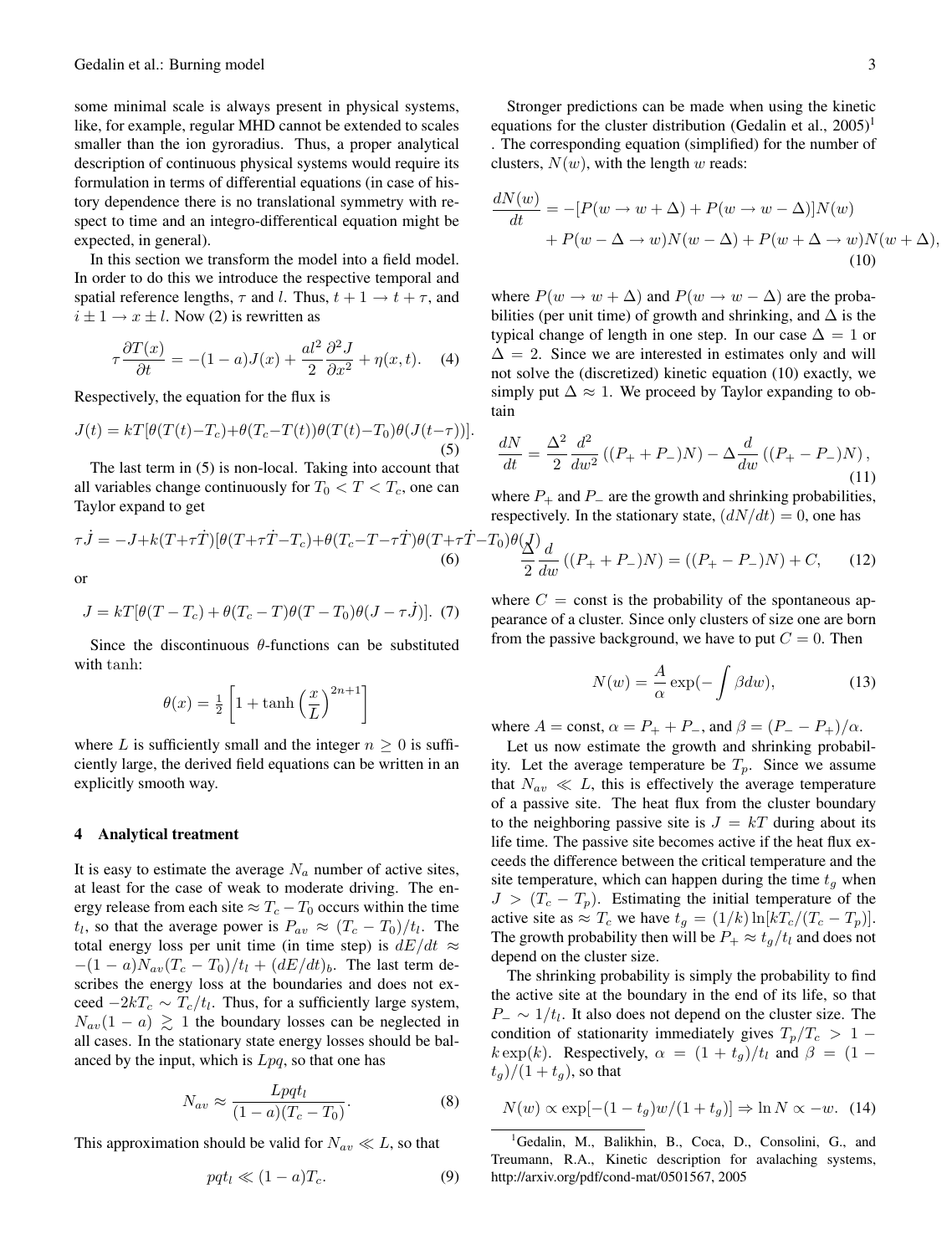some minimal scale is always present in physical systems, like, for example, regular MHD cannot be extended to scales smaller than the ion gyroradius. Thus, a proper analytical description of continuous physical systems would require its formulation in terms of differential equations (in case of history dependence there is no translational symmetry with respect to time and an integro-differential equation might be expected, in general).

In this section we transform the model into a field model. In order to do this we introduce the respective temporal and spatial reference lengths, $\tau$ and $l$. Thus, $t+1 \to t+\tau$, and $i \pm 1 \to x \pm l$. Now (2) is rewritten as

$$\tau \frac{\partial T(x)}{\partial t} = -(1-a)J(x) + \frac{al^2}{2}\frac{\partial^2 J}{\partial x^2} + \eta(x,t). \quad (4)$$

Respectively, the equation for the flux is

$$J(t) = kT[\theta(T(t)-T_c)+\theta(T_c-T(t))\theta(T(t)-T_0)\theta(J(t-\tau))]. \quad (5)$$

The last term in (5) is non-local. Taking into account that all variables change continuously for $T_0 < T < T_c$, one can Taylor expand to get

$$\tau \dot{J} = -J + k(T+\tau\dot{T})[\theta(T+\tau\dot{T}-T_c)+\theta(T_c-T-\tau\dot{T})\theta(T+\tau\dot{T}-T_0)\theta(J)] \quad (6)$$

or

$$J = kT[\theta(T-T_c)+\theta(T_c-T)\theta(T-T_0)\theta(J-\tau\dot{J})]. \quad (7)$$

Since the discontinuous $\theta$-functions can be substituted with tanh:

$$\theta(x) = \frac{1}{2}\left[1+\tanh\left(\frac{x}{L}\right)^{2n+1}\right]$$

where $L$ is sufficiently small and the integer $n \geq 0$ is sufficiently large, the derived field equations can be written in an explicitly smooth way.

## 4 Analytical treatment

It is easy to estimate the average $N_a$ number of active sites, at least for the case of weak to moderate driving. The energy release from each site $\approx T_c - T_0$ occurs within the time $t_l$, so that the average power is $P_{av} \approx (T_c - T_0)/t_l$. The total energy loss per unit time (in time step) is $dE/dt \approx -(1-a)N_{av}(T_c - T_0)/t_l + (dE/dt)_b$. The last term describes the energy loss at the boundaries and does not exceed $-2kT_c \sim T_c/t_l$. Thus, for a sufficiently large system, $N_{av}(1-a) \gtrsim 1$ the boundary losses can be neglected in all cases. In the stationary state energy losses should be balanced by the input, which is $Lpq$, so that one has

$$N_{av} \approx \frac{Lpqt_l}{(1-a)(T_c-T_0)}. \quad (8)$$

This approximation should be valid for $N_{av} \ll L$, so that

$$pqt_l \ll (1-a)T_c. \quad (9)$$

Stronger predictions can be made when using the kinetic equations for the cluster distribution (Gedalin et al., 2005)[1]. The corresponding equation (simplified) for the number of clusters, $N(w)$, with the length $w$ reads:

$$\frac{dN(w)}{dt} = -[P(w \to w+\Delta) + P(w \to w-\Delta)]N(w) + P(w-\Delta \to w)N(w-\Delta) + P(w+\Delta \to w)N(w+\Delta), \quad (10)$$

where $P(w \to w+\Delta)$ and $P(w \to w-\Delta)$ are the probabilities (per unit time) of growth and shrinking, and $\Delta$ is the typical change of length in one step. In our case $\Delta = 1$ or $\Delta = 2$. Since we are interested in estimates only and will not solve the (discretized) kinetic equation (10) exactly, we simply put $\Delta \approx 1$. We proceed by Taylor expanding to obtain

$$\frac{dN}{dt} = \frac{\Delta^2}{2}\frac{d^2}{dw^2}\left((P_+ + P_-)N\right) - \Delta\frac{d}{dw}\left((P_+ - P_-)N\right), \quad (11)$$

where $P_+$ and $P_-$ are the growth and shrinking probabilities, respectively. In the stationary state, $(dN/dt) = 0$, one has

$$\frac{\Delta}{2}\frac{d}{dw}\left((P_+ + P_-)N\right) = \left((P_+ - P_-)N\right) + C, \quad (12)$$

where $C = $ const is the probability of the spontaneous appearance of a cluster. Since only clusters of size one are born from the passive background, we have to put $C = 0$. Then

$$N(w) = \frac{A}{\alpha}\exp(-\int \beta dw), \quad (13)$$

where $A = $ const, $\alpha = P_+ + P_-$, and $\beta = (P_- - P_+)/\alpha$.

Let us now estimate the growth and shrinking probability. Let the average temperature be $T_p$. Since we assume that $N_{av} \ll L$, this is effectively the average temperature of a passive site. The heat flux from the cluster boundary to the neighboring passive site is $J = kT$ during about its life time. The passive site becomes active if the heat flux exceeds the difference between the critical temperature and the site temperature, which can happen during the time $t_g$ when $J > (T_c - T_p)$. Estimating the initial temperature of the active site as $\approx T_c$ we have $t_g = (1/k)\ln[kT_c/(T_c - T_p)]$. The growth probability then will be $P_+ \approx t_g/t_l$ and does not depend on the cluster size.

The shrinking probability is simply the probability to find the active site at the boundary in the end of its life, so that $P_- \sim 1/t_l$. It also does not depend on the cluster size. The condition of stationarity immediately gives $T_p/T_c > 1 - k\exp(k)$. Respectively, $\alpha = (1+t_g)/t_l$ and $\beta = (1-t_g)/(1+t_g)$, so that

$$N(w) \propto \exp[-(1-t_g)w/(1+t_g)] \Rightarrow \ln N \propto -w. \quad (14)$$

[1] Gedalin, M., Balikhin, B., Coca, D., Consolini, G., and Treumann, R.A., Kinetic description for avalaching systems, http://arxiv.org/pdf/cond-mat/0501567, 2005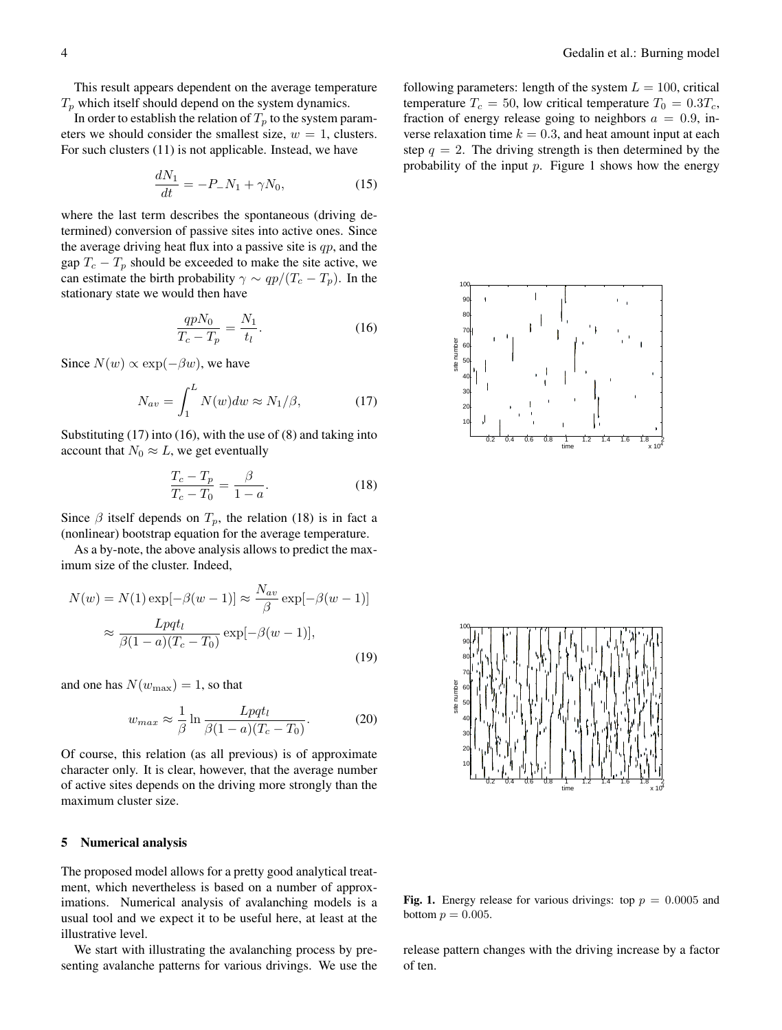This result appears dependent on the average temperature $T_p$ which itself should depend on the system dynamics.

In order to establish the relation of $T_p$ to the system parameters we should consider the smallest size, $w = 1$, clusters. For such clusters (11) is not applicable. Instead, we have

$$\frac{dN_1}{dt} = -P_- N_1 + \gamma N_0, \tag{15}$$

where the last term describes the spontaneous (driving determined) conversion of passive sites into active ones. Since the average driving heat flux into a passive site is $qp$, and the gap $T_c - T_p$ should be exceeded to make the site active, we can estimate the birth probability $\gamma \sim qp/(T_c - T_p)$. In the stationary state we would then have

$$\frac{qpN_0}{T_c - T_p} = \frac{N_1}{t_l}. \tag{16}$$

Since $N(w) \propto \exp(-\beta w)$, we have

$$N_{av} = \int_1^L N(w)dw \approx N_1/\beta, \tag{17}$$

Substituting (17) into (16), with the use of (8) and taking into account that $N_0 \approx L$, we get eventually

$$\frac{T_c - T_p}{T_c - T_0} = \frac{\beta}{1 - a}. \tag{18}$$

Since $\beta$ itself depends on $T_p$, the relation (18) is in fact a (nonlinear) bootstrap equation for the average temperature.

As a by-note, the above analysis allows to predict the maximum size of the cluster. Indeed,

$$N(w) = N(1)\exp[-\beta(w-1)] \approx \frac{N_{av}}{\beta}\exp[-\beta(w-1)]$$
$$\approx \frac{Lpqt_l}{\beta(1-a)(T_c - T_0)}\exp[-\beta(w-1)], \tag{19}$$

and one has $N(w_{\max}) = 1$, so that

$$w_{max} \approx \frac{1}{\beta}\ln\frac{Lpqt_l}{\beta(1-a)(T_c - T_0)}. \tag{20}$$

Of course, this relation (as all previous) is of approximate character only. It is clear, however, that the average number of active sites depends on the driving more strongly than the maximum cluster size.

## 5 Numerical analysis

The proposed model allows for a pretty good analytical treatment, which nevertheless is based on a number of approximations. Numerical analysis of avalanching models is a usual tool and we expect it to be useful here, at least at the illustrative level.

We start with illustrating the avalanching process by presenting avalanche patterns for various drivings. We use the following parameters: length of the system $L = 100$, critical temperature $T_c = 50$, low critical temperature $T_0 = 0.3T_c$, fraction of energy release going to neighbors $a = 0.9$, inverse relaxation time $k = 0.3$, and heat amount input at each step $q = 2$. The driving strength is then determined by the probability of the input $p$. Figure 1 shows how the energy release pattern changes with the driving increase by a factor of ten.

site number
time
x 10^4

site number
time
x 10^4

**Fig. 1.** Energy release for various drivings: top $p = 0.0005$ and bottom $p = 0.005$.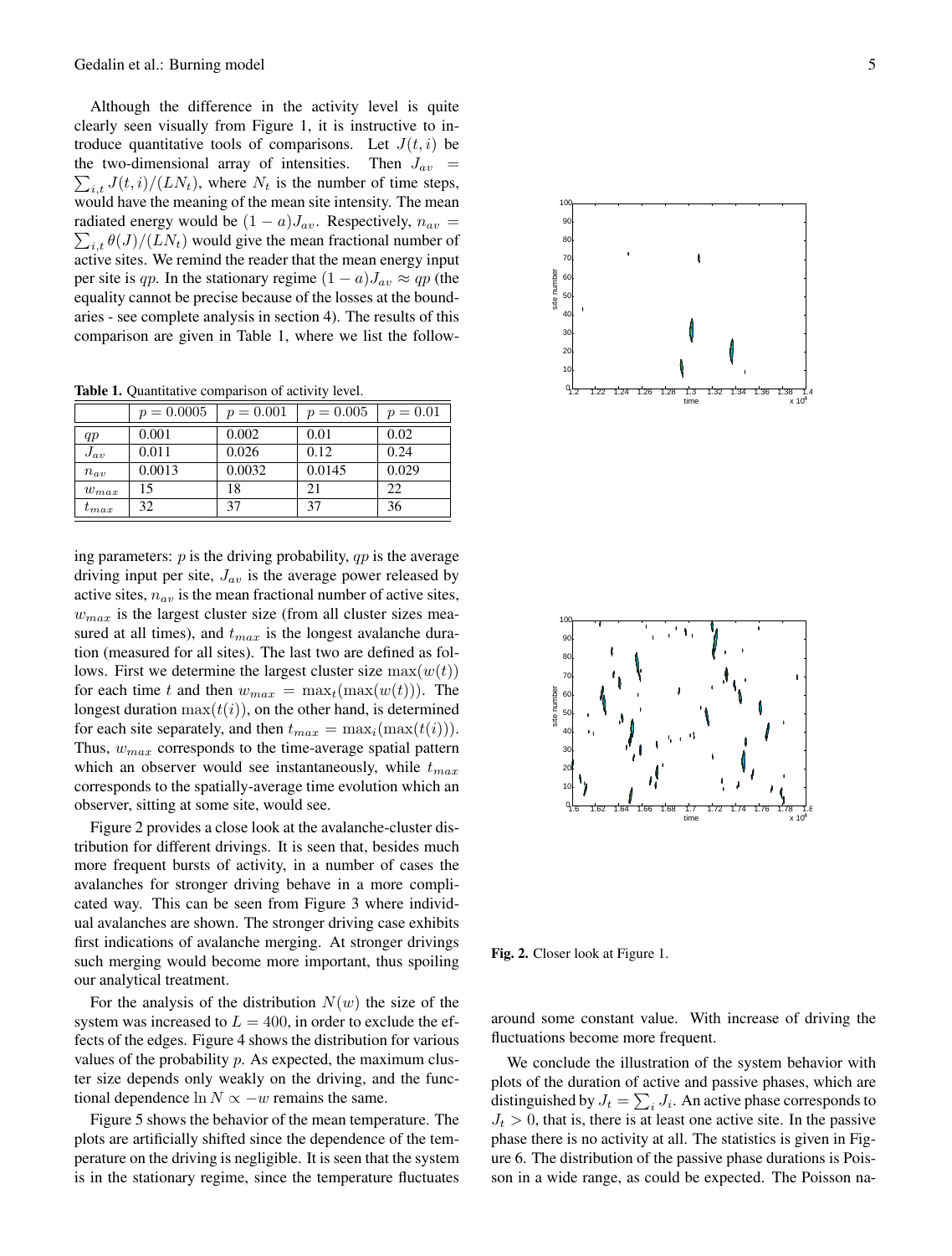Although the difference in the activity level is quite clearly seen visually from Figure 1, it is instructive to introduce quantitative tools of comparisons. Let $J(t, i)$ be the two-dimensional array of intensities. Then $J_{av} = \sum_{i,t} J(t, i)/(LN_t)$, where $N_t$ is the number of time steps, would have the meaning of the mean site intensity. The mean radiated energy would be $(1 - a)J_{av}$. Respectively, $n_{av} = \sum_{i,t} \theta(J)/(LN_t)$ would give the mean fractional number of active sites. We remind the reader that the mean energy input per site is $qp$. In the stationary regime $(1 - a)J_{av} \approx qp$ (the equality cannot be precise because of the losses at the boundaries - see complete analysis in section 4). The results of this comparison are given in Table 1, where we list the following parameters: $p$ is the driving probability, $qp$ is the average driving input per site, $J_{av}$ is the average power released by active sites, $n_{av}$ is the mean fractional number of active sites, $w_{max}$ is the largest cluster size (from all cluster sizes measured at all times), and $t_{max}$ is the longest avalanche duration (measured for all sites). The last two are defined as follows. First we determine the largest cluster size $\max(w(t))$ for each time $t$ and then $w_{max} = \max_t(\max(w(t)))$. The longest duration $\max(t(i))$, on the other hand, is determined for each site separately, and then $t_{max} = \max_i(\max(t(i)))$. Thus, $w_{max}$ corresponds to the time-average spatial pattern which an observer would see instantaneously, while $t_{max}$ corresponds to the spatially-average time evolution which an observer, sitting at some site, would see.

**Table 1.** Quantitative comparison of activity level.

| | $p = 0.0005$ | $p = 0.001$ | $p = 0.005$ | $p = 0.01$ |
|---|---|---|---|---|
| $qp$ | 0.001 | 0.002 | 0.01 | 0.02 |
| $J_{av}$ | 0.011 | 0.026 | 0.12 | 0.24 |
| $n_{av}$ | 0.0013 | 0.0032 | 0.0145 | 0.029 |
| $w_{max}$ | 15 | 18 | 21 | 22 |
| $t_{max}$ | 32 | 37 | 37 | 36 |

Figure 2 provides a close look at the avalanche-cluster distribution for different drivings. It is seen that, besides much more frequent bursts of activity, in a number of cases the avalanches for stronger driving behave in a more complicated way. This can be seen from Figure 3 where individual avalanches are shown. The stronger driving case exhibits first indications of avalanche merging. At stronger drivings such merging would become more important, thus spoiling our analytical treatment.

For the analysis of the distribution $N(w)$ the size of the system was increased to $L = 400$, in order to exclude the effects of the edges. Figure 4 shows the distribution for various values of the probability $p$. As expected, the maximum cluster size depends only weakly on the driving, and the functional dependence $\ln N \propto -w$ remains the same.

Figure 5 shows the behavior of the mean temperature. The plots are artificially shifted since the dependence of the temperature on the driving is negligible. It is seen that the system is in the stationary regime, since the temperature fluctuates around some constant value. With increase of driving the fluctuations become more frequent.

site number
0
10
20
30
40
50
60
70
80
90
100
1.2
1.22
1.24
1.26
1.28
1.3
1.32
1.34
1.36
1.38
1.4
time
x 10^4

site number
0
10
20
30
40
50
60
70
80
90
100
1.6
1.62
1.64
1.66
1.68
1.7
1.72
1.74
1.76
1.78
1.8
time
x 10^4

**Fig. 2.** Closer look at Figure 1.

We conclude the illustration of the system behavior with plots of the duration of active and passive phases, which are distinguished by $J_t = \sum_i J_i$. An active phase corresponds to $J_t > 0$, that is, there is at least one active site. In the passive phase there is no activity at all. The statistics is given in Figure 6. The distribution of the passive phase durations is Poisson in a wide range, as could be expected. The Poisson na-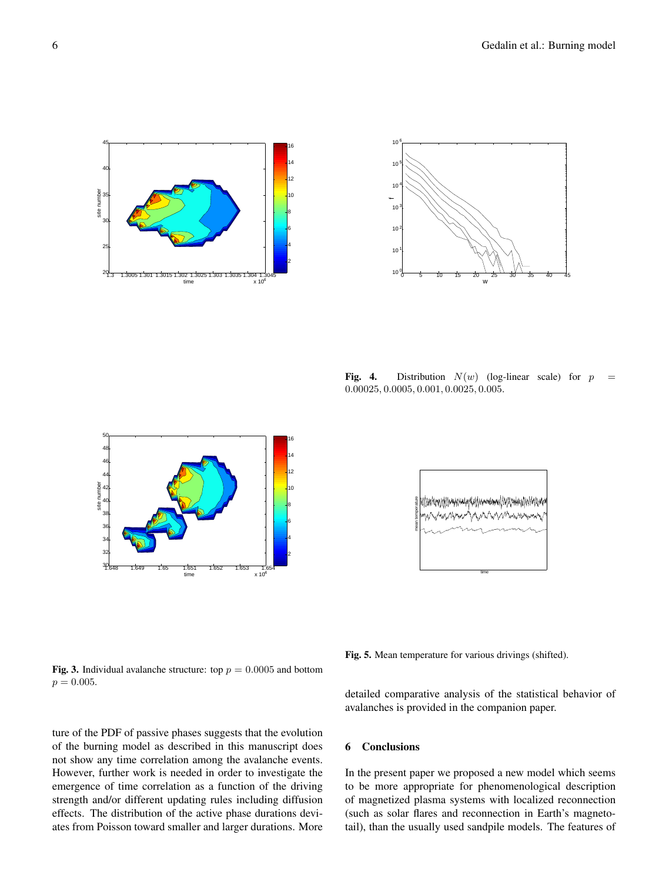45
40
35
30
25
20
site number
1.3 1.3005 1.301 1.3015 1.302 1.3025 1.303 1.3035 1.304 1.3045
time
x $10^4$
16
14
12
10
8
6
4
2

50
48
46
44
42
40
38
36
34
32
30
site number
1.648 1.649 1.65 1.651 1.652 1.653 1.654
time
x $10^4$
16
14
12
10
8
6
4
2

**Fig. 3.** Individual avalanche structure: top $p = 0.0005$ and bottom $p = 0.005$.

$10^6$
$10^5$
$10^4$
$10^3$
$10^2$
$10^1$
$10^0$
f
0 5 10 15 20 25 30 35 40 45
w

**Fig. 4.** Distribution $N(w)$ (log-linear scale) for $p = 0.00025, 0.0005, 0.001, 0.0025, 0.005$.

mean temperature
time

**Fig. 5.** Mean temperature for various drivings (shifted).

ture of the PDF of passive phases suggests that the evolution of the burning model as described in this manuscript does not show any time correlation among the avalanche events. However, further work is needed in order to investigate the emergence of time correlation as a function of the driving strength and/or different updating rules including diffusion effects. The distribution of the active phase durations deviates from Poisson toward smaller and larger durations. More detailed comparative analysis of the statistical behavior of avalanches is provided in the companion paper.

## 6 Conclusions

In the present paper we proposed a new model which seems to be more appropriate for phenomenological description of magnetized plasma systems with localized reconnection (such as solar flares and reconnection in Earth's magnetotail), than the usually used sandpile models. The features of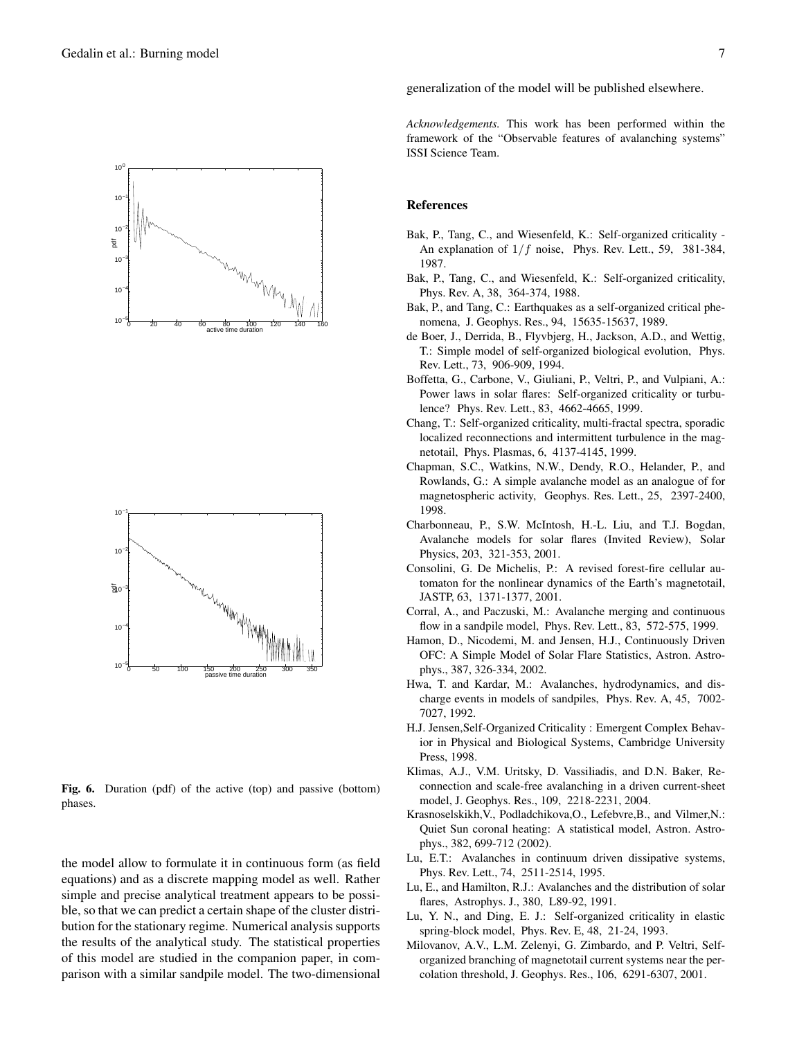10^0
10^-1
10^-2
10^-3
10^-4
10^-5
pdf
0 20 40 60 80 100 120 140 160
active time duration

10^-1
10^-2
10^-3
10^-4
10^-5
pdf
0 50 100 150 200 250 300 350
passive time duration

**Fig. 6.** Duration (pdf) of the active (top) and passive (bottom) phases.

the model allow to formulate it in continuous form (as field equations) and as a discrete mapping model as well. Rather simple and precise analytical treatment appears to be possible, so that we can predict a certain shape of the cluster distribution for the stationary regime. Numerical analysis supports the results of the analytical study. The statistical properties of this model are studied in the companion paper, in comparison with a similar sandpile model. The two-dimensional generalization of the model will be published elsewhere.

*Acknowledgements.* This work has been performed within the framework of the "Observable features of avalanching systems" ISSI Science Team.

## References

- Bak, P., Tang, C., and Wiesenfeld, K.: Self-organized criticality - An explanation of $1/f$ noise, Phys. Rev. Lett., 59, 381-384, 1987.
- Bak, P., Tang, C., and Wiesenfeld, K.: Self-organized criticality, Phys. Rev. A, 38, 364-374, 1988.
- Bak, P., and Tang, C.: Earthquakes as a self-organized critical phenomena, J. Geophys. Res., 94, 15635-15637, 1989.
- de Boer, J., Derrida, B., Flyvbjerg, H., Jackson, A.D., and Wettig, T.: Simple model of self-organized biological evolution, Phys. Rev. Lett., 73, 906-909, 1994.
- Boffetta, G., Carbone, V., Giuliani, P., Veltri, P., and Vulpiani, A.: Power laws in solar flares: Self-organized criticality or turbulence? Phys. Rev. Lett., 83, 4662-4665, 1999.
- Chang, T.: Self-organized criticality, multi-fractal spectra, sporadic localized reconnections and intermittent turbulence in the magnetotail, Phys. Plasmas, 6, 4137-4145, 1999.
- Chapman, S.C., Watkins, N.W., Dendy, R.O., Helander, P., and Rowlands, G.: A simple avalanche model as an analogue of for magnetospheric activity, Geophys. Res. Lett., 25, 2397-2400, 1998.
- Charbonneau, P., S.W. McIntosh, H.-L. Liu, and T.J. Bogdan, Avalanche models for solar flares (Invited Review), Solar Physics, 203, 321-353, 2001.
- Consolini, G. De Michelis, P.: A revised forest-fire cellular automaton for the nonlinear dynamics of the Earth's magnetotail, JASTP, 63, 1371-1377, 2001.
- Corral, A., and Paczuski, M.: Avalanche merging and continuous flow in a sandpile model, Phys. Rev. Lett., 83, 572-575, 1999.
- Hamon, D., Nicodemi, M. and Jensen, H.J., Continuously Driven OFC: A Simple Model of Solar Flare Statistics, Astron. Astrophys., 387, 326-334, 2002.
- Hwa, T. and Kardar, M.: Avalanches, hydrodynamics, and discharge events in models of sandpiles, Phys. Rev. A, 45, 7002-7027, 1992.
- H.J. Jensen,Self-Organized Criticality : Emergent Complex Behavior in Physical and Biological Systems, Cambridge University Press, 1998.
- Klimas, A.J., V.M. Uritsky, D. Vassiliadis, and D.N. Baker, Reconnection and scale-free avalanching in a driven current-sheet model, J. Geophys. Res., 109, 2218-2231, 2004.
- Krasnoselskikh,V., Podladchikova,O., Lefebvre,B., and Vilmer,N.: Quiet Sun coronal heating: A statistical model, Astron. Astrophys., 382, 699-712 (2002).
- Lu, E.T.: Avalanches in continuum driven dissipative systems, Phys. Rev. Lett., 74, 2511-2514, 1995.
- Lu, E., and Hamilton, R.J.: Avalanches and the distribution of solar flares, Astrophys. J., 380, L89-92, 1991.
- Lu, Y. N., and Ding, E. J.: Self-organized criticality in elastic spring-block model, Phys. Rev. E, 48, 21-24, 1993.
- Milovanov, A.V., L.M. Zelenyi, G. Zimbardo, and P. Veltri, Self-organized branching of magnetotail current systems near the percolation threshold, J. Geophys. Res., 106, 6291-6307, 2001.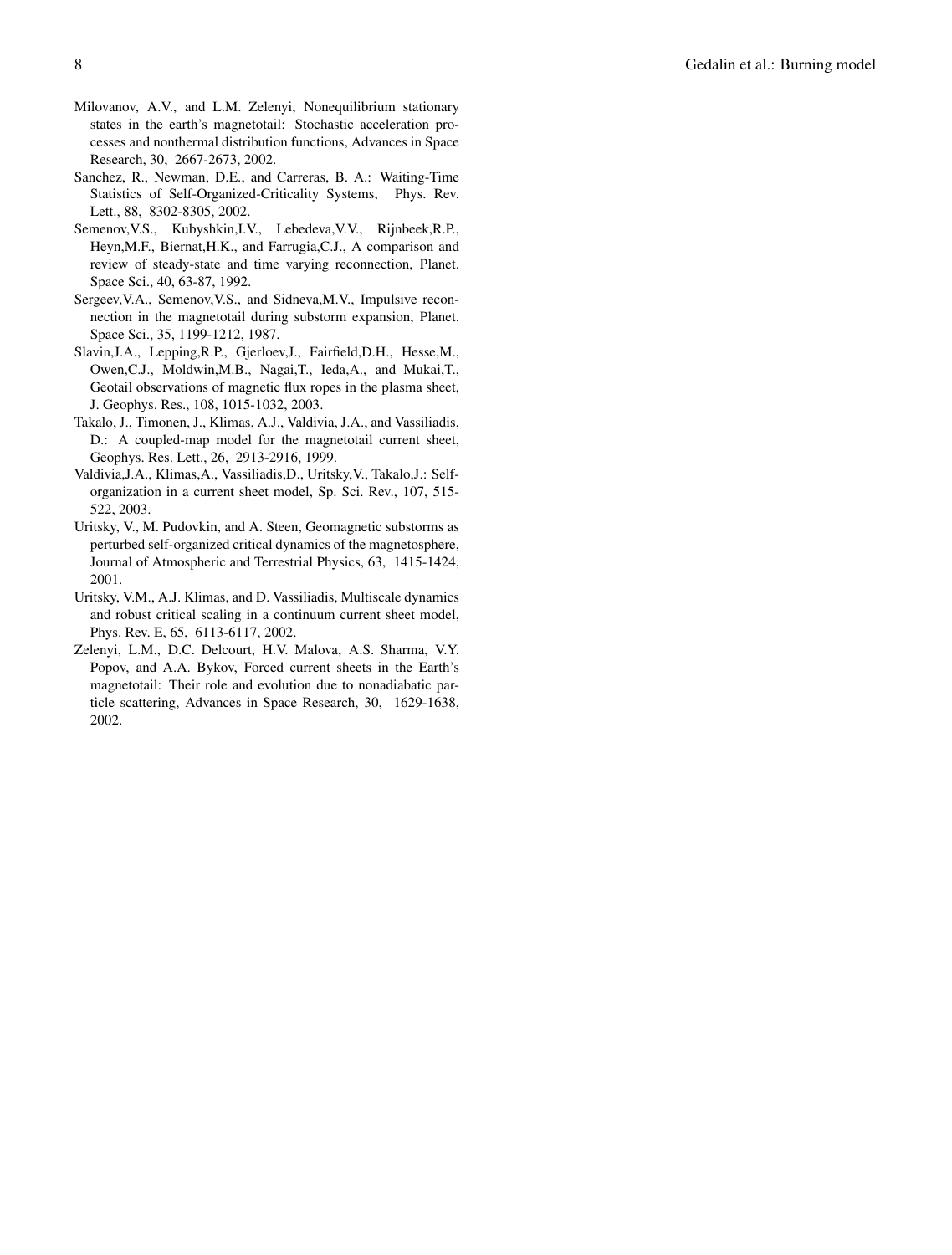Milovanov, A.V., and L.M. Zelenyi, Nonequilibrium stationary states in the earth's magnetotail: Stochastic acceleration processes and nonthermal distribution functions, Advances in Space Research, 30, 2667-2673, 2002.

Sanchez, R., Newman, D.E., and Carreras, B. A.: Waiting-Time Statistics of Self-Organized-Criticality Systems, Phys. Rev. Lett., 88, 8302-8305, 2002.

Semenov,V.S., Kubyshkin,I.V., Lebedeva,V.V., Rijnbeek,R.P., Heyn,M.F., Biernat,H.K., and Farrugia,C.J., A comparison and review of steady-state and time varying reconnection, Planet. Space Sci., 40, 63-87, 1992.

Sergeev,V.A., Semenov,V.S., and Sidneva,M.V., Impulsive reconnection in the magnetotail during substorm expansion, Planet. Space Sci., 35, 1199-1212, 1987.

Slavin,J.A., Lepping,R.P., Gjerloev,J., Fairfield,D.H., Hesse,M., Owen,C.J., Moldwin,M.B., Nagai,T., Ieda,A., and Mukai,T., Geotail observations of magnetic flux ropes in the plasma sheet, J. Geophys. Res., 108, 1015-1032, 2003.

Takalo, J., Timonen, J., Klimas, A.J., Valdivia, J.A., and Vassiliadis, D.: A coupled-map model for the magnetotail current sheet, Geophys. Res. Lett., 26, 2913-2916, 1999.

Valdivia,J.A., Klimas,A., Vassiliadis,D., Uritsky,V., Takalo,J.: Self-organization in a current sheet model, Sp. Sci. Rev., 107, 515-522, 2003.

Uritsky, V., M. Pudovkin, and A. Steen, Geomagnetic substorms as perturbed self-organized critical dynamics of the magnetosphere, Journal of Atmospheric and Terrestrial Physics, 63, 1415-1424, 2001.

Uritsky, V.M., A.J. Klimas, and D. Vassiliadis, Multiscale dynamics and robust critical scaling in a continuum current sheet model, Phys. Rev. E, 65, 6113-6117, 2002.

Zelenyi, L.M., D.C. Delcourt, H.V. Malova, A.S. Sharma, V.Y. Popov, and A.A. Bykov, Forced current sheets in the Earth's magnetotail: Their role and evolution due to nonadiabatic particle scattering, Advances in Space Research, 30, 1629-1638, 2002.